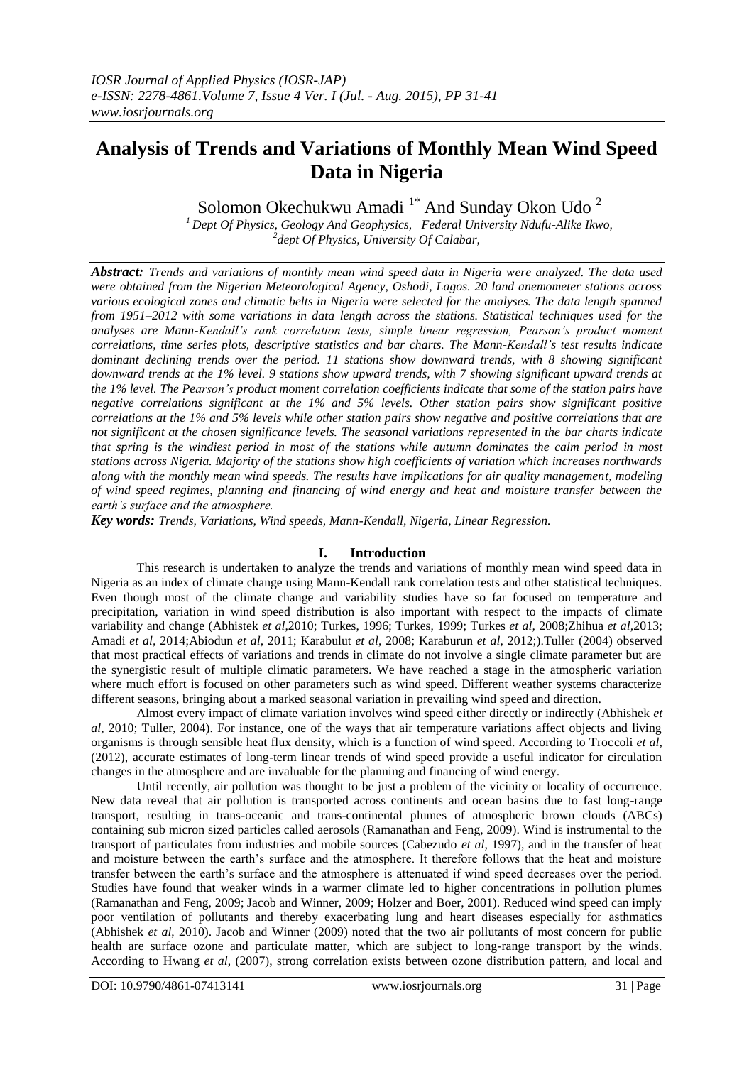# Analysis of Trends and Variations of Monthly Mean Wind Speed Data in Nigeria

Solomon Okechukwu Amadi [1*] And Sunday Okon Udo [2]

[1] Dept Of Physics, Geology And Geophysics, Federal University Ndufu-Alike Ikwo,
[2] dept Of Physics, University Of Calabar,

***Abstract:*** *Trends and variations of monthly mean wind speed data in Nigeria were analyzed. The data used were obtained from the Nigerian Meteorological Agency, Oshodi, Lagos. 20 land anemometer stations across various ecological zones and climatic belts in Nigeria were selected for the analyses. The data length spanned from 1951–2012 with some variations in data length across the stations. Statistical techniques used for the analyses are Mann-Kendall's rank correlation tests, simple linear regression, Pearson's product moment correlations, time series plots, descriptive statistics and bar charts. The Mann-Kendall's test results indicate dominant declining trends over the period. 11 stations show downward trends, with 8 showing significant downward trends at the 1% level. 9 stations show upward trends, with 7 showing significant upward trends at the 1% level. The Pearson's product moment correlation coefficients indicate that some of the station pairs have negative correlations significant at the 1% and 5% levels. Other station pairs show significant positive correlations at the 1% and 5% levels while other station pairs show negative and positive correlations that are not significant at the chosen significance levels. The seasonal variations represented in the bar charts indicate that spring is the windiest period in most of the stations while autumn dominates the calm period in most stations across Nigeria. Majority of the stations show high coefficients of variation which increases northwards along with the monthly mean wind speeds. The results have implications for air quality management, modeling of wind speed regimes, planning and financing of wind energy and heat and moisture transfer between the earth's surface and the atmosphere.*

***Key words:*** *Trends, Variations, Wind speeds, Mann-Kendall, Nigeria, Linear Regression.*

## I. Introduction

This research is undertaken to analyze the trends and variations of monthly mean wind speed data in Nigeria as an index of climate change using Mann-Kendall rank correlation tests and other statistical techniques. Even though most of the climate change and variability studies have so far focused on temperature and precipitation, variation in wind speed distribution is also important with respect to the impacts of climate variability and change (Abhistek *et al*,2010; Turkes, 1996; Turkes, 1999; Turkes *et al*, 2008;Zhihua *et al*,2013; Amadi *et al*, 2014;Abiodun *et al*, 2011; Karabulut *et al*, 2008; Karaburun *et al*, 2012;).Tuller (2004) observed that most practical effects of variations and trends in climate do not involve a single climate parameter but are the synergistic result of multiple climatic parameters. We have reached a stage in the atmospheric variation where much effort is focused on other parameters such as wind speed. Different weather systems characterize different seasons, bringing about a marked seasonal variation in prevailing wind speed and direction.

Almost every impact of climate variation involves wind speed either directly or indirectly (Abhishek *et al*, 2010; Tuller, 2004). For instance, one of the ways that air temperature variations affect objects and living organisms is through sensible heat flux density, which is a function of wind speed. According to Troccoli *et al*, (2012), accurate estimates of long-term linear trends of wind speed provide a useful indicator for circulation changes in the atmosphere and are invaluable for the planning and financing of wind energy.

Until recently, air pollution was thought to be just a problem of the vicinity or locality of occurrence. New data reveal that air pollution is transported across continents and ocean basins due to fast long-range transport, resulting in trans-oceanic and trans-continental plumes of atmospheric brown clouds (ABCs) containing sub micron sized particles called aerosols (Ramanathan and Feng, 2009). Wind is instrumental to the transport of particulates from industries and mobile sources (Cabezudo *et al*, 1997), and in the transfer of heat and moisture between the earth's surface and the atmosphere. It therefore follows that the heat and moisture transfer between the earth's surface and the atmosphere is attenuated if wind speed decreases over the period. Studies have found that weaker winds in a warmer climate led to higher concentrations in pollution plumes (Ramanathan and Feng, 2009; Jacob and Winner, 2009; Holzer and Boer, 2001). Reduced wind speed can imply poor ventilation of pollutants and thereby exacerbating lung and heart diseases especially for asthmatics (Abhishek *et al*, 2010). Jacob and Winner (2009) noted that the two air pollutants of most concern for public health are surface ozone and particulate matter, which are subject to long-range transport by the winds. According to Hwang *et al*, (2007), strong correlation exists between ozone distribution pattern, and local and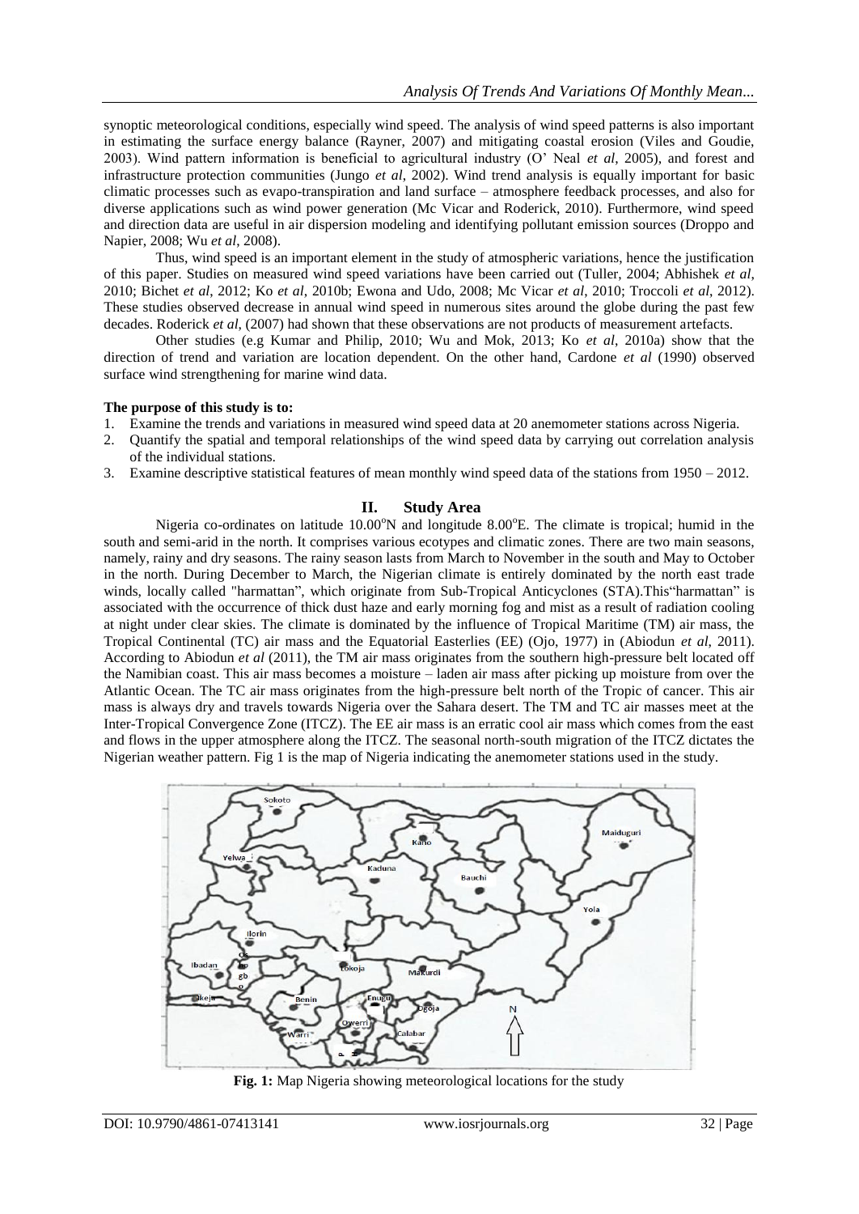synoptic meteorological conditions, especially wind speed. The analysis of wind speed patterns is also important in estimating the surface energy balance (Rayner, 2007) and mitigating coastal erosion (Viles and Goudie, 2003). Wind pattern information is beneficial to agricultural industry (O' Neal *et al*, 2005), and forest and infrastructure protection communities (Jungo *et al*, 2002). Wind trend analysis is equally important for basic climatic processes such as evapo-transpiration and land surface – atmosphere feedback processes, and also for diverse applications such as wind power generation (Mc Vicar and Roderick, 2010). Furthermore, wind speed and direction data are useful in air dispersion modeling and identifying pollutant emission sources (Droppo and Napier, 2008; Wu *et al*, 2008).

Thus, wind speed is an important element in the study of atmospheric variations, hence the justification of this paper. Studies on measured wind speed variations have been carried out (Tuller, 2004; Abhishek *et al*, 2010; Bichet *et al*, 2012; Ko *et al*, 2010b; Ewona and Udo, 2008; Mc Vicar *et al*, 2010; Troccoli *et al*, 2012). These studies observed decrease in annual wind speed in numerous sites around the globe during the past few decades. Roderick *et al*, (2007) had shown that these observations are not products of measurement artefacts.

Other studies (e.g Kumar and Philip, 2010; Wu and Mok, 2013; Ko *et al*, 2010a) show that the direction of trend and variation are location dependent. On the other hand, Cardone *et al* (1990) observed surface wind strengthening for marine wind data.

**The purpose of this study is to:**

1. Examine the trends and variations in measured wind speed data at 20 anemometer stations across Nigeria.
2. Quantify the spatial and temporal relationships of the wind speed data by carrying out correlation analysis of the individual stations.
3. Examine descriptive statistical features of mean monthly wind speed data of the stations from 1950 – 2012.

## II. Study Area

Nigeria co-ordinates on latitude 10.00$^{o}$N and longitude 8.00$^{o}$E. The climate is tropical; humid in the south and semi-arid in the north. It comprises various ecotypes and climatic zones. There are two main seasons, namely, rainy and dry seasons. The rainy season lasts from March to November in the south and May to October in the north. During December to March, the Nigerian climate is entirely dominated by the north east trade winds, locally called "harmattan", which originate from Sub-Tropical Anticyclones (STA).This"harmattan" is associated with the occurrence of thick dust haze and early morning fog and mist as a result of radiation cooling at night under clear skies. The climate is dominated by the influence of Tropical Maritime (TM) air mass, the Tropical Continental (TC) air mass and the Equatorial Easterlies (EE) (Ojo, 1977) in (Abiodun *et al*, 2011). According to Abiodun *et al* (2011), the TM air mass originates from the southern high-pressure belt located off the Namibian coast. This air mass becomes a moisture – laden air mass after picking up moisture from over the Atlantic Ocean. The TC air mass originates from the high-pressure belt north of the Tropic of cancer. This air mass is always dry and travels towards Nigeria over the Sahara desert. The TM and TC air masses meet at the Inter-Tropical Convergence Zone (ITCZ). The EE air mass is an erratic cool air mass which comes from the east and flows in the upper atmosphere along the ITCZ. The seasonal north-south migration of the ITCZ dictates the Nigerian weather pattern. Fig 1 is the map of Nigeria indicating the anemometer stations used in the study.

**Fig. 1:** Map Nigeria showing meteorological locations for the study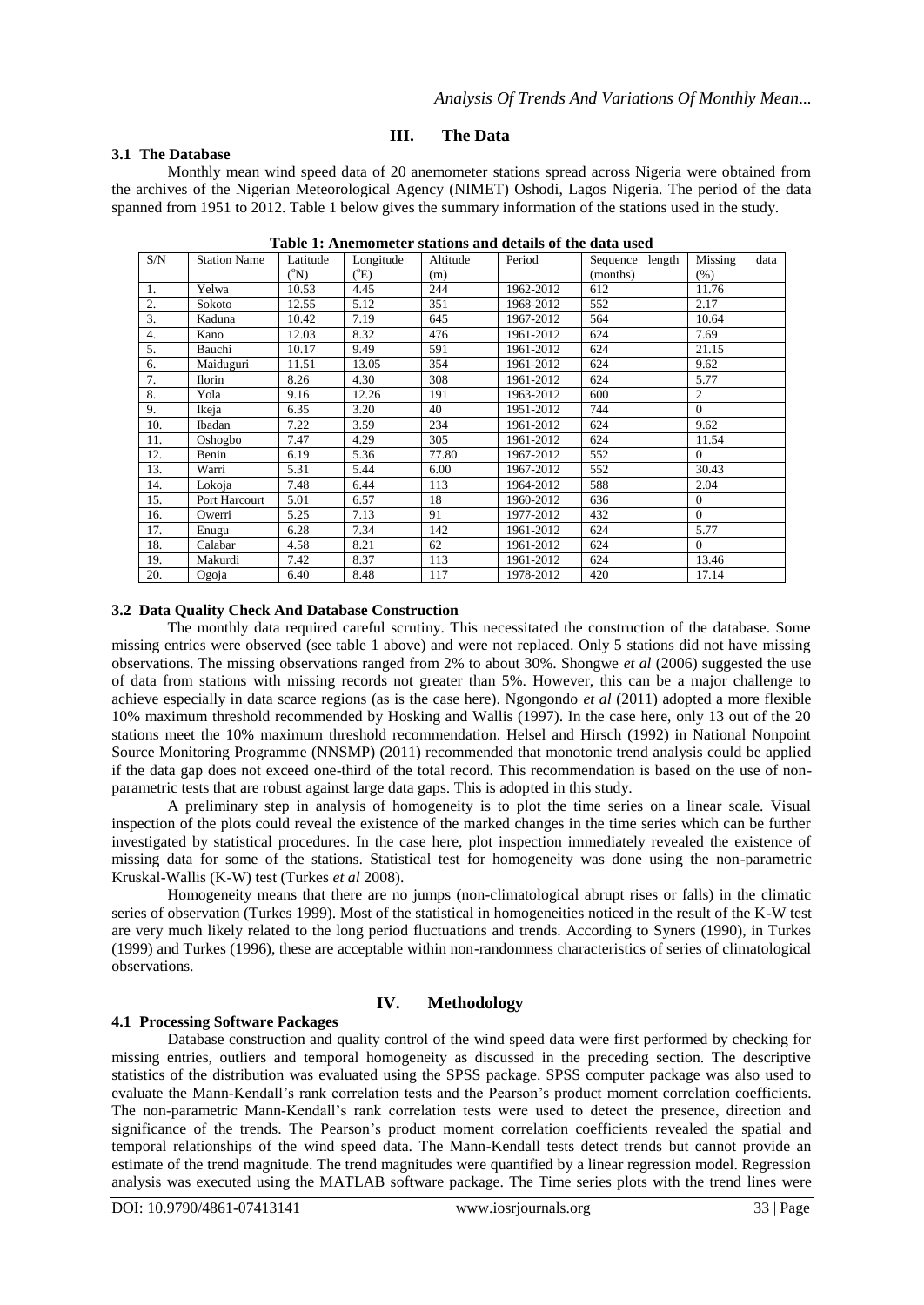## III. The Data

### 3.1 The Database

Monthly mean wind speed data of 20 anemometer stations spread across Nigeria were obtained from the archives of the Nigerian Meteorological Agency (NIMET) Oshodi, Lagos Nigeria. The period of the data spanned from 1951 to 2012. Table 1 below gives the summary information of the stations used in the study.

**Table 1: Anemometer stations and details of the data used**

| S/N | Station Name | Latitude (°N) | Longitude (°E) | Altitude (m) | Period | Sequence length (months) | Missing data (%) |
|---|---|---|---|---|---|---|---|
| 1. | Yelwa | 10.53 | 4.45 | 244 | 1962-2012 | 612 | 11.76 |
| 2. | Sokoto | 12.55 | 5.12 | 351 | 1968-2012 | 552 | 2.17 |
| 3. | Kaduna | 10.42 | 7.19 | 645 | 1967-2012 | 564 | 10.64 |
| 4. | Kano | 12.03 | 8.32 | 476 | 1961-2012 | 624 | 7.69 |
| 5. | Bauchi | 10.17 | 9.49 | 591 | 1961-2012 | 624 | 21.15 |
| 6. | Maiduguri | 11.51 | 13.05 | 354 | 1961-2012 | 624 | 9.62 |
| 7. | Ilorin | 8.26 | 4.30 | 308 | 1961-2012 | 624 | 5.77 |
| 8. | Yola | 9.16 | 12.26 | 191 | 1963-2012 | 600 | 2 |
| 9. | Ikeja | 6.35 | 3.20 | 40 | 1951-2012 | 744 | 0 |
| 10. | Ibadan | 7.22 | 3.59 | 234 | 1961-2012 | 624 | 9.62 |
| 11. | Oshogbo | 7.47 | 4.29 | 305 | 1961-2012 | 624 | 11.54 |
| 12. | Benin | 6.19 | 5.36 | 77.80 | 1967-2012 | 552 | 0 |
| 13. | Warri | 5.31 | 5.44 | 6.00 | 1967-2012 | 552 | 30.43 |
| 14. | Lokoja | 7.48 | 6.44 | 113 | 1964-2012 | 588 | 2.04 |
| 15. | Port Harcourt | 5.01 | 6.57 | 18 | 1960-2012 | 636 | 0 |
| 16. | Owerri | 5.25 | 7.13 | 91 | 1977-2012 | 432 | 0 |
| 17. | Enugu | 6.28 | 7.34 | 142 | 1961-2012 | 624 | 5.77 |
| 18. | Calabar | 4.58 | 8.21 | 62 | 1961-2012 | 624 | 0 |
| 19. | Makurdi | 7.42 | 8.37 | 113 | 1961-2012 | 624 | 13.46 |
| 20. | Ogoja | 6.40 | 8.48 | 117 | 1978-2012 | 420 | 17.14 |

### 3.2 Data Quality Check And Database Construction

The monthly data required careful scrutiny. This necessitated the construction of the database. Some missing entries were observed (see table 1 above) and were not replaced. Only 5 stations did not have missing observations. The missing observations ranged from 2% to about 30%. Shongwe *et al* (2006) suggested the use of data from stations with missing records not greater than 5%. However, this can be a major challenge to achieve especially in data scarce regions (as is the case here). Ngongondo *et al* (2011) adopted a more flexible 10% maximum threshold recommended by Hosking and Wallis (1997). In the case here, only 13 out of the 20 stations meet the 10% maximum threshold recommendation. Helsel and Hirsch (1992) in National Nonpoint Source Monitoring Programme (NNSMP) (2011) recommended that monotonic trend analysis could be applied if the data gap does not exceed one-third of the total record. This recommendation is based on the use of non-parametric tests that are robust against large data gaps. This is adopted in this study.

A preliminary step in analysis of homogeneity is to plot the time series on a linear scale. Visual inspection of the plots could reveal the existence of the marked changes in the time series which can be further investigated by statistical procedures. In the case here, plot inspection immediately revealed the existence of missing data for some of the stations. Statistical test for homogeneity was done using the non-parametric Kruskal-Wallis (K-W) test (Turkes *et al* 2008).

Homogeneity means that there are no jumps (non-climatological abrupt rises or falls) in the climatic series of observation (Turkes 1999). Most of the statistical in homogeneities noticed in the result of the K-W test are very much likely related to the long period fluctuations and trends. According to Syners (1990), in Turkes (1999) and Turkes (1996), these are acceptable within non-randomness characteristics of series of climatological observations.

## IV. Methodology

### 4.1 Processing Software Packages

Database construction and quality control of the wind speed data were first performed by checking for missing entries, outliers and temporal homogeneity as discussed in the preceding section. The descriptive statistics of the distribution was evaluated using the SPSS package. SPSS computer package was also used to evaluate the Mann-Kendall's rank correlation tests and the Pearson's product moment correlation coefficients. The non-parametric Mann-Kendall's rank correlation tests were used to detect the presence, direction and significance of the trends. The Pearson's product moment correlation coefficients revealed the spatial and temporal relationships of the wind speed data. The Mann-Kendall tests detect trends but cannot provide an estimate of the trend magnitude. The trend magnitudes were quantified by a linear regression model. Regression analysis was executed using the MATLAB software package. The Time series plots with the trend lines were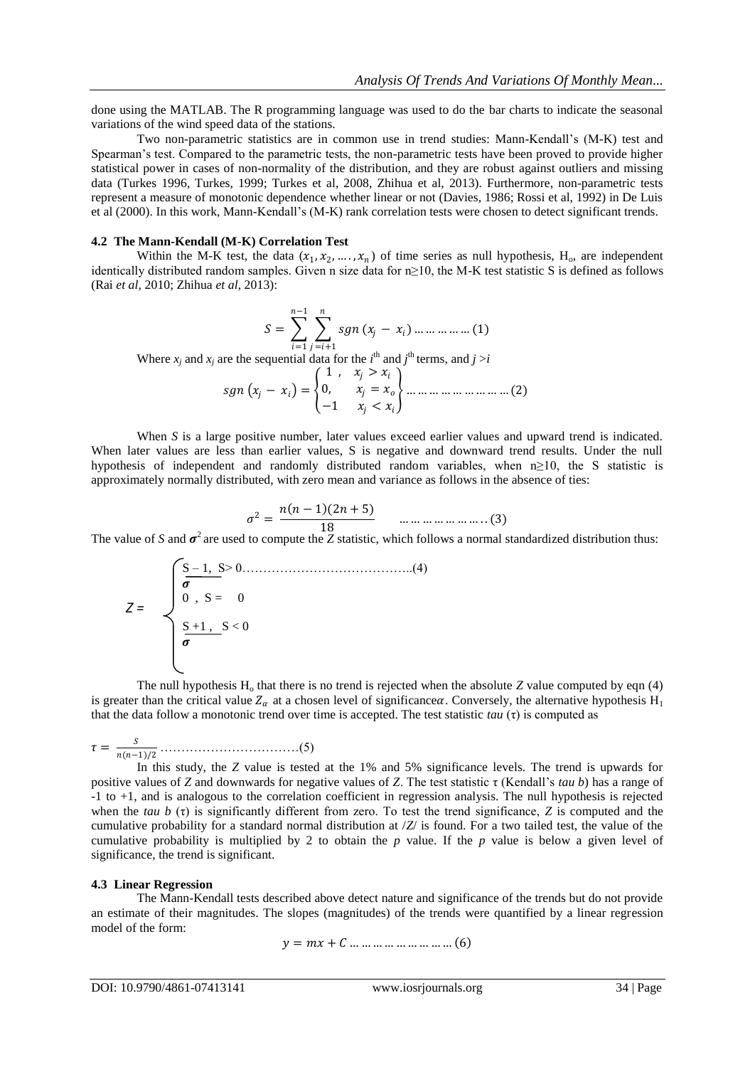done using the MATLAB. The R programming language was used to do the bar charts to indicate the seasonal variations of the wind speed data of the stations.

Two non-parametric statistics are in common use in trend studies: Mann-Kendall's (M-K) test and Spearman's test. Compared to the parametric tests, the non-parametric tests have been proved to provide higher statistical power in cases of non-normality of the distribution, and they are robust against outliers and missing data (Turkes 1996, Turkes, 1999; Turkes et al, 2008, Zhihua et al, 2013). Furthermore, non-parametric tests represent a measure of monotonic dependence whether linear or not (Davies, 1986; Rossi et al, 1992) in De Luis et al (2000). In this work, Mann-Kendall's (M-K) rank correlation tests were chosen to detect significant trends.

### 4.2 The Mann-Kendall (M-K) Correlation Test

Within the M-K test, the data $(x_1, x_2, \ldots, x_n)$ of time series as null hypothesis, $H_o$, are independent identically distributed random samples. Given n size data for $n \geq 10$, the M-K test statistic S is defined as follows (Rai *et al*, 2010; Zhihua *et al*, 2013):

$$S = \sum_{i=1}^{n-1} \sum_{j=i+1}^{n} sgn\,(x_j - x_i) \ldots\ldots\ldots\ldots (1)$$

Where $x_j$ and $x_j$ are the sequential data for the $i^{th}$ and $j^{th}$ terms, and $j > i$

$$sgn\,(x_j - x_i) = \begin{Bmatrix} 1\ , & x_j > x_i \\ 0, & x_j = x_o \\ -1 & x_j < x_i \end{Bmatrix} \ldots\ldots\ldots\ldots\ldots\ldots\ldots\ldots (2)$$

When *S* is a large positive number, later values exceed earlier values and upward trend is indicated. When later values are less than earlier values, S is negative and downward trend results. Under the null hypothesis of independent and randomly distributed random variables, when $n \geq 10$, the S statistic is approximately normally distributed, with zero mean and variance as follows in the absence of ties:

$$\sigma^2 = \frac{n(n-1)(2n+5)}{18} \qquad \ldots\ldots\ldots\ldots\ldots\ldots\ldots (3)$$

The value of *S* and $\boldsymbol{\sigma}^2$ are used to compute the *Z* statistic, which follows a normal standardized distribution thus:

$$Z = \begin{cases} \dfrac{S-1}{\boldsymbol{\sigma}}, & S > 0 \ldots\ldots\ldots\ldots\ldots\ldots\ldots\ldots\ldots\ldots\ldots\ldots\ldots(4) \\ 0\ , & S = 0 \\ \dfrac{S+1}{\boldsymbol{\sigma}}, & S < 0 \end{cases}$$

The null hypothesis $H_o$ that there is no trend is rejected when the absolute *Z* value computed by eqn (4) is greater than the critical value $Z_\alpha$ at a chosen level of significance$\alpha$. Conversely, the alternative hypothesis $H_1$ that the data follow a monotonic trend over time is accepted. The test statistic *tau* (τ) is computed as

$$\tau = \frac{S}{n(n-1)/2} \ldots\ldots\ldots\ldots\ldots\ldots\ldots\ldots\ldots\ldots(5)$$

In this study, the *Z* value is tested at the 1% and 5% significance levels. The trend is upwards for positive values of *Z* and downwards for negative values of *Z*. The test statistic τ (Kendall's *tau b*) has a range of -1 to +1, and is analogous to the correlation coefficient in regression analysis. The null hypothesis is rejected when the *tau b* (τ) is significantly different from zero. To test the trend significance, *Z* is computed and the cumulative probability for a standard normal distribution at /*Z*/ is found. For a two tailed test, the value of the cumulative probability is multiplied by 2 to obtain the *p* value. If the *p* value is below a given level of significance, the trend is significant.

### 4.3 Linear Regression

The Mann-Kendall tests described above detect nature and significance of the trends but do not provide an estimate of their magnitudes. The slopes (magnitudes) of the trends were quantified by a linear regression model of the form:

$$y = mx + C \ldots\ldots\ldots\ldots\ldots\ldots\ldots\ldots\ldots\ldots (6)$$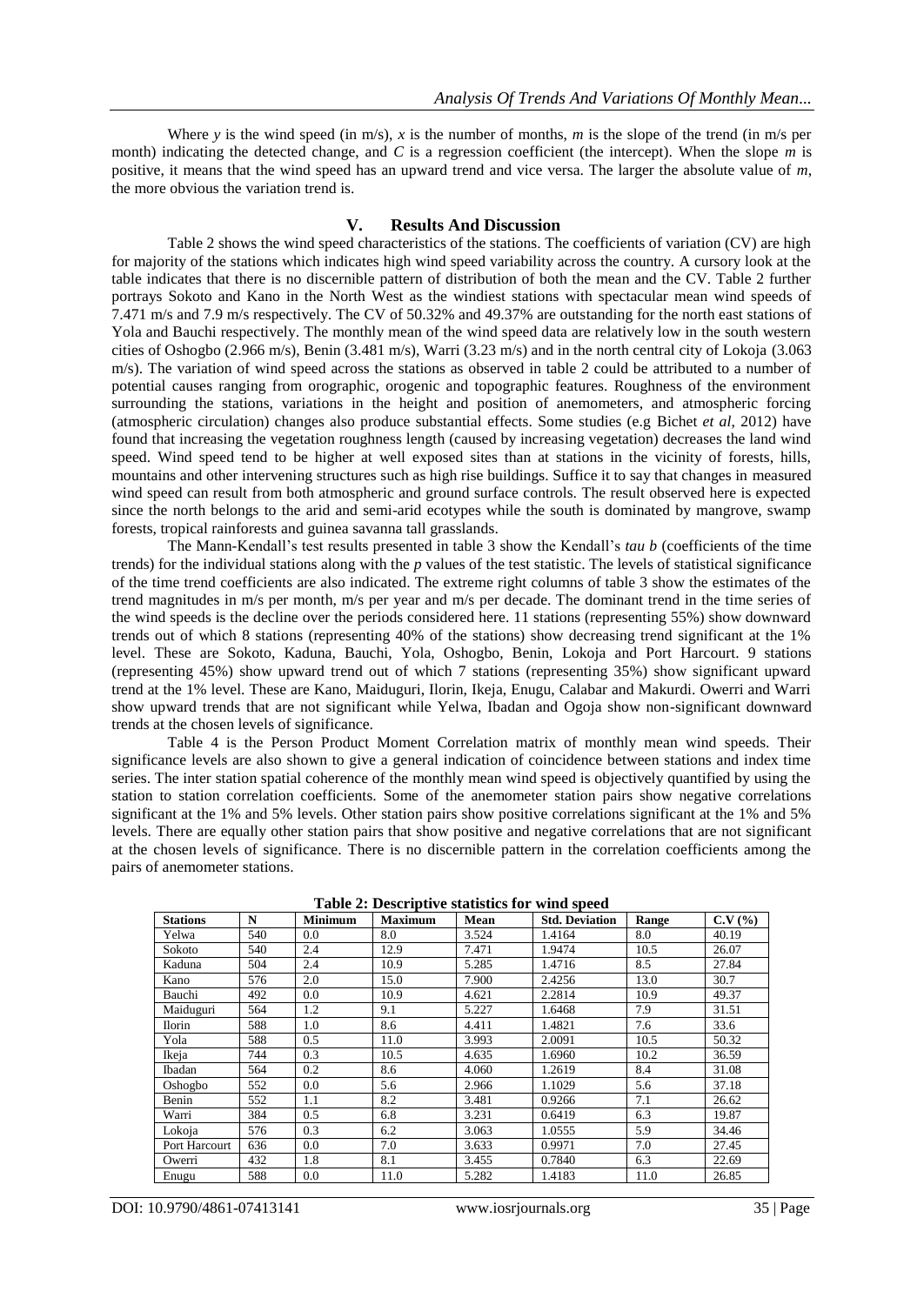Where $y$ is the wind speed (in m/s), $x$ is the number of months, $m$ is the slope of the trend (in m/s per month) indicating the detected change, and $C$ is a regression coefficient (the intercept). When the slope $m$ is positive, it means that the wind speed has an upward trend and vice versa. The larger the absolute value of $m$, the more obvious the variation trend is.

## V. Results And Discussion

Table 2 shows the wind speed characteristics of the stations. The coefficients of variation (CV) are high for majority of the stations which indicates high wind speed variability across the country. A cursory look at the table indicates that there is no discernible pattern of distribution of both the mean and the CV. Table 2 further portrays Sokoto and Kano in the North West as the windiest stations with spectacular mean wind speeds of 7.471 m/s and 7.9 m/s respectively. The CV of 50.32% and 49.37% are outstanding for the north east stations of Yola and Bauchi respectively. The monthly mean of the wind speed data are relatively low in the south western cities of Oshogbo (2.966 m/s), Benin (3.481 m/s), Warri (3.23 m/s) and in the north central city of Lokoja (3.063 m/s). The variation of wind speed across the stations as observed in table 2 could be attributed to a number of potential causes ranging from orographic, orogenic and topographic features. Roughness of the environment surrounding the stations, variations in the height and position of anemometers, and atmospheric forcing (atmospheric circulation) changes also produce substantial effects. Some studies (e.g Bichet *et al*, 2012) have found that increasing the vegetation roughness length (caused by increasing vegetation) decreases the land wind speed. Wind speed tend to be higher at well exposed sites than at stations in the vicinity of forests, hills, mountains and other intervening structures such as high rise buildings. Suffice it to say that changes in measured wind speed can result from both atmospheric and ground surface controls. The result observed here is expected since the north belongs to the arid and semi-arid ecotypes while the south is dominated by mangrove, swamp forests, tropical rainforests and guinea savanna tall grasslands.

The Mann-Kendall's test results presented in table 3 show the Kendall's *tau b* (coefficients of the time trends) for the individual stations along with the $p$ values of the test statistic. The levels of statistical significance of the time trend coefficients are also indicated. The extreme right columns of table 3 show the estimates of the trend magnitudes in m/s per month, m/s per year and m/s per decade. The dominant trend in the time series of the wind speeds is the decline over the periods considered here. 11 stations (representing 55%) show downward trends out of which 8 stations (representing 40% of the stations) show decreasing trend significant at the 1% level. These are Sokoto, Kaduna, Bauchi, Yola, Oshogbo, Benin, Lokoja and Port Harcourt. 9 stations (representing 45%) show upward trend out of which 7 stations (representing 35%) show significant upward trend at the 1% level. These are Kano, Maiduguri, Ilorin, Ikeja, Enugu, Calabar and Makurdi. Owerri and Warri show upward trends that are not significant while Yelwa, Ibadan and Ogoja show non-significant downward trends at the chosen levels of significance.

Table 4 is the Person Product Moment Correlation matrix of monthly mean wind speeds. Their significance levels are also shown to give a general indication of coincidence between stations and index time series. The inter station spatial coherence of the monthly mean wind speed is objectively quantified by using the station to station correlation coefficients. Some of the anemometer station pairs show negative correlations significant at the 1% and 5% levels. Other station pairs show positive correlations significant at the 1% and 5% levels. There are equally other station pairs that show positive and negative correlations that are not significant at the chosen levels of significance. There is no discernible pattern in the correlation coefficients among the pairs of anemometer stations.

**Table 2: Descriptive statistics for wind speed**

| Stations | N | Minimum | Maximum | Mean | Std. Deviation | Range | C.V (%) |
|---|---|---|---|---|---|---|---|
| Yelwa | 540 | 0.0 | 8.0 | 3.524 | 1.4164 | 8.0 | 40.19 |
| Sokoto | 540 | 2.4 | 12.9 | 7.471 | 1.9474 | 10.5 | 26.07 |
| Kaduna | 504 | 2.4 | 10.9 | 5.285 | 1.4716 | 8.5 | 27.84 |
| Kano | 576 | 2.0 | 15.0 | 7.900 | 2.4256 | 13.0 | 30.7 |
| Bauchi | 492 | 0.0 | 10.9 | 4.621 | 2.2814 | 10.9 | 49.37 |
| Maiduguri | 564 | 1.2 | 9.1 | 5.227 | 1.6468 | 7.9 | 31.51 |
| Ilorin | 588 | 1.0 | 8.6 | 4.411 | 1.4821 | 7.6 | 33.6 |
| Yola | 588 | 0.5 | 11.0 | 3.993 | 2.0091 | 10.5 | 50.32 |
| Ikeja | 744 | 0.3 | 10.5 | 4.635 | 1.6960 | 10.2 | 36.59 |
| Ibadan | 564 | 0.2 | 8.6 | 4.060 | 1.2619 | 8.4 | 31.08 |
| Oshogbo | 552 | 0.0 | 5.6 | 2.966 | 1.1029 | 5.6 | 37.18 |
| Benin | 552 | 1.1 | 8.2 | 3.481 | 0.9266 | 7.1 | 26.62 |
| Warri | 384 | 0.5 | 6.8 | 3.231 | 0.6419 | 6.3 | 19.87 |
| Lokoja | 576 | 0.3 | 6.2 | 3.063 | 1.0555 | 5.9 | 34.46 |
| Port Harcourt | 636 | 0.0 | 7.0 | 3.633 | 0.9971 | 7.0 | 27.45 |
| Owerri | 432 | 1.8 | 8.1 | 3.455 | 0.7840 | 6.3 | 22.69 |
| Enugu | 588 | 0.0 | 11.0 | 5.282 | 1.4183 | 11.0 | 26.85 |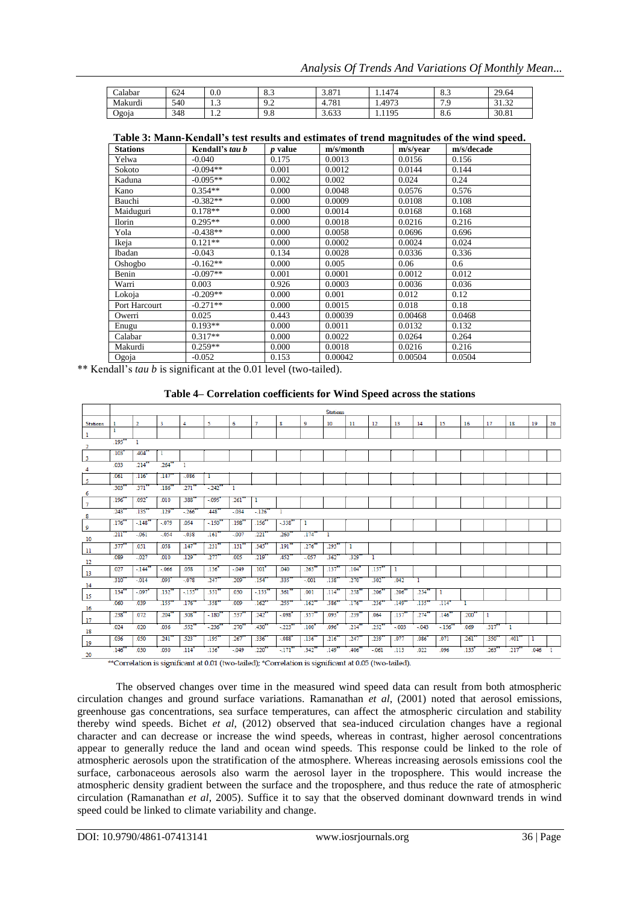| Calabar | 624 | 0.0 | 8.3 | 3.871 | 1.1474 | 8.3 | 29.64 |
|---|---|---|---|---|---|---|---|
| Makurdi | 540 | 1.3 | 9.2 | 4.781 | 1.4973 | 7.9 | 31.32 |
| Ogoja | 348 | 1.2 | 9.8 | 3.633 | 1.1195 | 8.6 | 30.81 |

**Table 3: Mann-Kendall's test results and estimates of trend magnitudes of the wind speed.**

| Stations | Kendall's *tau b* | *p* value | m/s/month | m/s/year | m/s/decade |
|---|---|---|---|---|---|
| Yelwa | -0.040 | 0.175 | 0.0013 | 0.0156 | 0.156 |
| Sokoto | -0.094** | 0.001 | 0.0012 | 0.0144 | 0.144 |
| Kaduna | -0.095** | 0.002 | 0.002 | 0.024 | 0.24 |
| Kano | 0.354** | 0.000 | 0.0048 | 0.0576 | 0.576 |
| Bauchi | -0.382** | 0.000 | 0.0009 | 0.0108 | 0.108 |
| Maiduguri | 0.178** | 0.000 | 0.0014 | 0.0168 | 0.168 |
| Ilorin | 0.295** | 0.000 | 0.0018 | 0.0216 | 0.216 |
| Yola | -0.438** | 0.000 | 0.0058 | 0.0696 | 0.696 |
| Ikeja | 0.121** | 0.000 | 0.0002 | 0.0024 | 0.024 |
| Ibadan | -0.043 | 0.134 | 0.0028 | 0.0336 | 0.336 |
| Oshogbo | -0.162** | 0.000 | 0.005 | 0.06 | 0.6 |
| Benin | -0.097** | 0.001 | 0.0001 | 0.0012 | 0.012 |
| Warri | 0.003 | 0.926 | 0.0003 | 0.0036 | 0.036 |
| Lokoja | -0.209** | 0.000 | 0.001 | 0.012 | 0.12 |
| Port Harcourt | -0.271** | 0.000 | 0.0015 | 0.018 | 0.18 |
| Owerri | 0.025 | 0.443 | 0.00039 | 0.00468 | 0.0468 |
| Enugu | 0.193** | 0.000 | 0.0011 | 0.0132 | 0.132 |
| Calabar | 0.317** | 0.000 | 0.0022 | 0.0264 | 0.264 |
| Makurdi | 0.259** | 0.000 | 0.0018 | 0.0216 | 0.216 |
| Ogoja | -0.052 | 0.153 | 0.00042 | 0.00504 | 0.0504 |

** Kendall's *tau b* is significant at the 0.01 level (two-tailed).

**Table 4– Correlation coefficients for Wind Speed across the stations**

| Stations | 1 | 2 | 3 | 4 | 5 | 6 | 7 | 8 | 9 | 10 | 11 | 12 | 13 | 14 | 15 | 16 | 17 | 18 | 19 | 20 |
|---|---|---|---|---|---|---|---|---|---|---|---|---|---|---|---|---|---|---|---|---|
| 1 | 1 | | | | | | | | | | | | | | | | | | | |
| 2 | .195** | 1 | | | | | | | | | | | | | | | | | | |
| 3 | .103* | .404** | 1 | | | | | | | | | | | | | | | | | |
| 4 | .033 | .214** | .264** | 1 | | | | | | | | | | | | | | | | |
| 5 | .061 | .116* | .147** | -.086 | 1 | | | | | | | | | | | | | | | |
| 6 | .303** | .371** | .186** | .271** | -.242** | 1 | | | | | | | | | | | | | | |
| 7 | .196** | .092* | .010 | .388** | -.095* | .261** | 1 | | | | | | | | | | | | | |
| 8 | .243** | .135** | .129** | -.266** | .448** | -.034 | -.126** | 1 | | | | | | | | | | | | |
| 9 | .176** | -.148** | -.079 | .054 | -.150** | .198** | .156** | -.338** | 1 | | | | | | | | | | | |
| 10 | .211** | -.061 | -.054 | -.038 | .161** | -.007 | .221** | .260** | .174** | 1 | | | | | | | | | | |
| 11 | .377** | .051 | .058 | .147** | .231** | .151** | .345** | .191** | .276** | .293** | 1 | | | | | | | | | |
| 12 | .089 | .027 | .010 | .129** | .277** | .005 | .219** | .452** | -.057 | .362** | .329** | 1 | | | | | | | | |
| 13 | .027 | -.144** | -.066 | .058 | .136* | -.049 | .101* | .040 | .263** | .137** | .104* | .157** | 1 | | | | | | | |
| 14 | .310** | -.014 | .093* | -.078 | .247** | .209** | .154** | .335** | -.001 | .138** | .270** | .302** | .042 | 1 | | | | | | |
| 15 | .134** | -.097* | .132** | -.155** | .351** | .030 | -.133** | .361** | .001 | .114** | .258** | .206** | .206** | .254** | 1 | | | | | |
| 16 | .060 | .039 | .155** | .176** | .358** | .009 | .162** | .255** | .162** | .386** | .176** | .256** | .149** | .135** | .114* | 1 | | | | |
| 17 | .238** | .072 | .204** | .308** | -.180** | .537** | .242** | -.098* | .357** | .093* | .239** | .064 | .137** | .274** | .146** | .200** | 1 | | | |
| 18 | .024 | .020 | .036 | .552** | -.236** | .270** | .430** | -.223** | .100* | .096* | .214** | .252** | -.003 | -.043 | -.156** | .069 | .317** | 1 | | |
| 19 | .036 | .050 | .241** | .523** | .195** | .267** | .336** | -.088* | .136** | .216** | .247** | .239** | .077 | .086* | .071 | .261** | .350** | .401** | 1 | |
| 20 | .146** | .030 | .030 | .114* | .136* | -.049 | .220** | -.171** | .342** | .149** | .406** | -.061 | .113 | .022 | .096 | .135* | .263** | .217** | .046 | 1 |

**Correlation is significant at 0.01 (two-tailed); *Correlation is significant at 0.05 (two-tailed).

The observed changes over time in the measured wind speed data can result from both atmospheric circulation changes and ground surface variations. Ramanathan *et al*, (2001) noted that aerosol emissions, greenhouse gas concentrations, sea surface temperatures, can affect the atmospheric circulation and stability thereby wind speeds. Bichet *et al*, (2012) observed that sea-induced circulation changes have a regional character and can decrease or increase the wind speeds, whereas in contrast, higher aerosol concentrations appear to generally reduce the land and ocean wind speeds. This response could be linked to the role of atmospheric aerosols upon the stratification of the atmosphere. Whereas increasing aerosols emissions cool the surface, carbonaceous aerosols also warm the aerosol layer in the troposphere. This would increase the atmospheric density gradient between the surface and the troposphere, and thus reduce the rate of atmospheric circulation (Ramanathan *et al*, 2005). Suffice it to say that the observed dominant downward trends in wind speed could be linked to climate variability and change.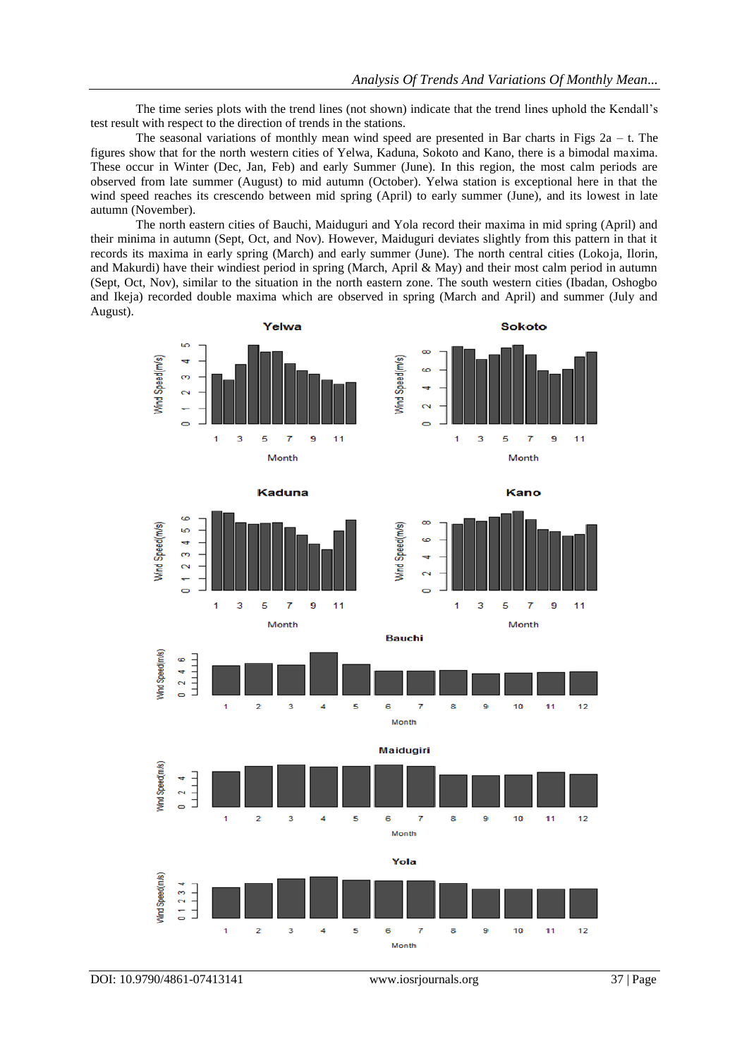The time series plots with the trend lines (not shown) indicate that the trend lines uphold the Kendall's test result with respect to the direction of trends in the stations.

The seasonal variations of monthly mean wind speed are presented in Bar charts in Figs 2a – t. The figures show that for the north western cities of Yelwa, Kaduna, Sokoto and Kano, there is a bimodal maxima. These occur in Winter (Dec, Jan, Feb) and early Summer (June). In this region, the most calm periods are observed from late summer (August) to mid autumn (October). Yelwa station is exceptional here in that the wind speed reaches its crescendo between mid spring (April) to early summer (June), and its lowest in late autumn (November).

The north eastern cities of Bauchi, Maiduguri and Yola record their maxima in mid spring (April) and their minima in autumn (Sept, Oct, and Nov). However, Maiduguri deviates slightly from this pattern in that it records its maxima in early spring (March) and early summer (June). The north central cities (Lokoja, Ilorin, and Makurdi) have their windiest period in spring (March, April & May) and their most calm period in autumn (Sept, Oct, Nov), similar to the situation in the north eastern zone. The south western cities (Ibadan, Oshogbo and Ikeja) recorded double maxima which are observed in spring (March and April) and summer (July and August).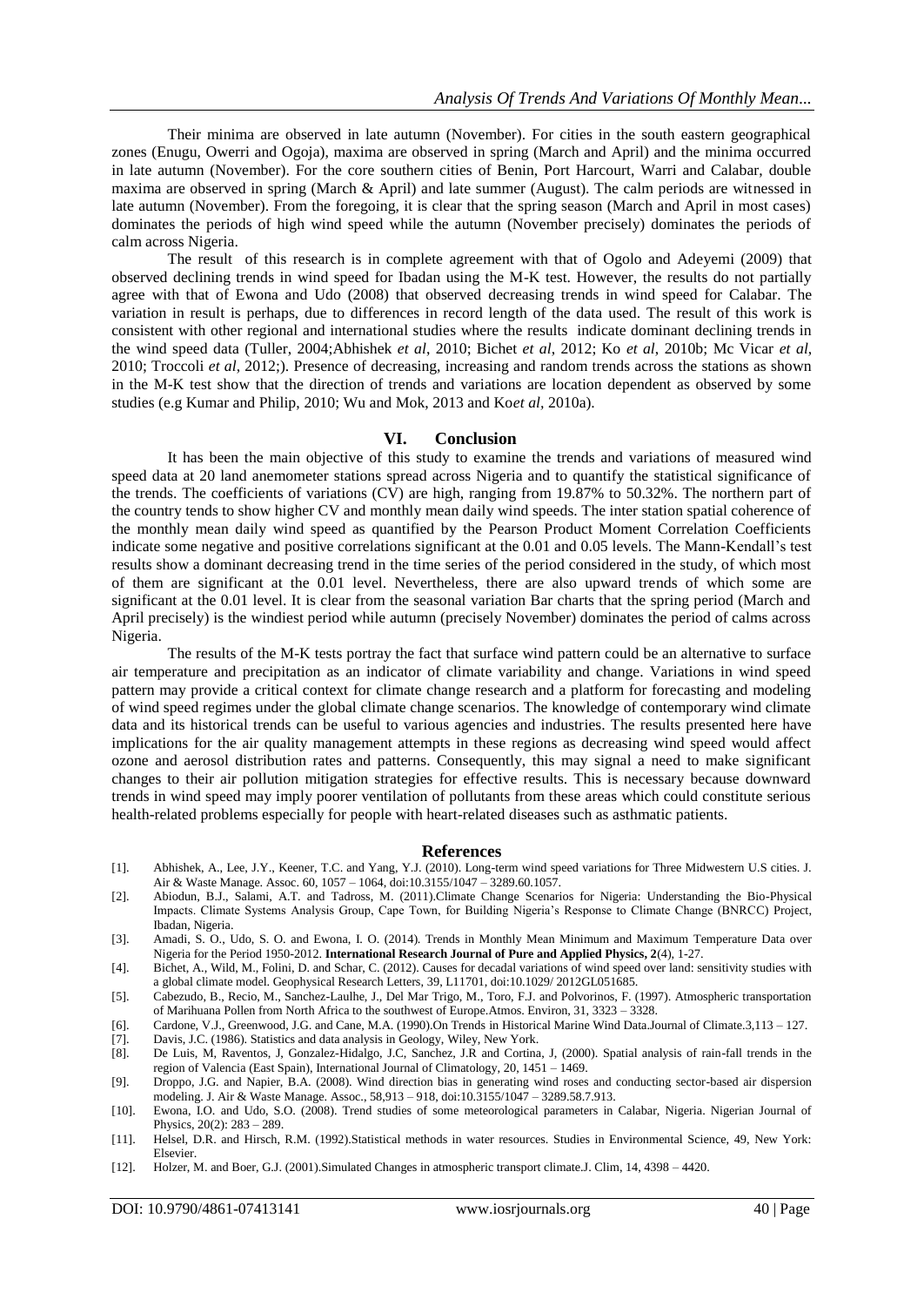Their minima are observed in late autumn (November). For cities in the south eastern geographical zones (Enugu, Owerri and Ogoja), maxima are observed in spring (March and April) and the minima occurred in late autumn (November). For the core southern cities of Benin, Port Harcourt, Warri and Calabar, double maxima are observed in spring (March & April) and late summer (August). The calm periods are witnessed in late autumn (November). From the foregoing, it is clear that the spring season (March and April in most cases) dominates the periods of high wind speed while the autumn (November precisely) dominates the periods of calm across Nigeria.

The result of this research is in complete agreement with that of Ogolo and Adeyemi (2009) that observed declining trends in wind speed for Ibadan using the M-K test. However, the results do not partially agree with that of Ewona and Udo (2008) that observed decreasing trends in wind speed for Calabar. The variation in result is perhaps, due to differences in record length of the data used. The result of this work is consistent with other regional and international studies where the results indicate dominant declining trends in the wind speed data (Tuller, 2004;Abhishek *et al*, 2010; Bichet *et al*, 2012; Ko *et al*, 2010b; Mc Vicar *et al*, 2010; Troccoli *et al*, 2012;). Presence of decreasing, increasing and random trends across the stations as shown in the M-K test show that the direction of trends and variations are location dependent as observed by some studies (e.g Kumar and Philip, 2010; Wu and Mok, 2013 and Ko*et al*, 2010a).

## VI. Conclusion

It has been the main objective of this study to examine the trends and variations of measured wind speed data at 20 land anemometer stations spread across Nigeria and to quantify the statistical significance of the trends. The coefficients of variations (CV) are high, ranging from 19.87% to 50.32%. The northern part of the country tends to show higher CV and monthly mean daily wind speeds. The inter station spatial coherence of the monthly mean daily wind speed as quantified by the Pearson Product Moment Correlation Coefficients indicate some negative and positive correlations significant at the 0.01 and 0.05 levels. The Mann-Kendall's test results show a dominant decreasing trend in the time series of the period considered in the study, of which most of them are significant at the 0.01 level. Nevertheless, there are also upward trends of which some are significant at the 0.01 level. It is clear from the seasonal variation Bar charts that the spring period (March and April precisely) is the windiest period while autumn (precisely November) dominates the period of calms across Nigeria.

The results of the M-K tests portray the fact that surface wind pattern could be an alternative to surface air temperature and precipitation as an indicator of climate variability and change. Variations in wind speed pattern may provide a critical context for climate change research and a platform for forecasting and modeling of wind speed regimes under the global climate change scenarios. The knowledge of contemporary wind climate data and its historical trends can be useful to various agencies and industries. The results presented here have implications for the air quality management attempts in these regions as decreasing wind speed would affect ozone and aerosol distribution rates and patterns. Consequently, this may signal a need to make significant changes to their air pollution mitigation strategies for effective results. This is necessary because downward trends in wind speed may imply poorer ventilation of pollutants from these areas which could constitute serious health-related problems especially for people with heart-related diseases such as asthmatic patients.

## References

[1]. Abhishek, A., Lee, J.Y., Keener, T.C. and Yang, Y.J. (2010). Long-term wind speed variations for Three Midwestern U.S cities. J. Air & Waste Manage. Assoc. 60, 1057 – 1064, doi:10.3155/1047 – 3289.60.1057.

[2]. Abiodun, B.J., Salami, A.T. and Tadross, M. (2011).Climate Change Scenarios for Nigeria: Understanding the Bio-Physical Impacts. Climate Systems Analysis Group, Cape Town, for Building Nigeria's Response to Climate Change (BNRCC) Project, Ibadan, Nigeria.

[3]. Amadi, S. O., Udo, S. O. and Ewona, I. O. (2014). Trends in Monthly Mean Minimum and Maximum Temperature Data over Nigeria for the Period 1950-2012. **International Research Journal of Pure and Applied Physics, 2**(4), 1-27.

[4]. Bichet, A., Wild, M., Folini, D. and Schar, C. (2012). Causes for decadal variations of wind speed over land: sensitivity studies with a global climate model. Geophysical Research Letters, 39, L11701, doi:10.1029/ 2012GL051685.

[5]. Cabezudo, B., Recio, M., Sanchez-Laulhe, J., Del Mar Trigo, M., Toro, F.J. and Polvorinos, F. (1997). Atmospheric transportation of Marihuana Pollen from North Africa to the southwest of Europe.Atmos. Environ, 31, 3323 – 3328.

[6]. Cardone, V.J., Greenwood, J.G. and Cane, M.A. (1990).On Trends in Historical Marine Wind Data.Journal of Climate.3,113 – 127.

[7]. Davis, J.C. (1986). Statistics and data analysis in Geology, Wiley, New York.

[8]. De Luis, M, Raventos, J, Gonzalez-Hidalgo, J.C, Sanchez, J.R and Cortina, J, (2000). Spatial analysis of rain-fall trends in the region of Valencia (East Spain), International Journal of Climatology, 20, 1451 – 1469.

[9]. Droppo, J.G. and Napier, B.A. (2008). Wind direction bias in generating wind roses and conducting sector-based air dispersion modeling. J. Air & Waste Manage. Assoc., 58,913 – 918, doi:10.3155/1047 – 3289.58.7.913.

[10]. Ewona, I.O. and Udo, S.O. (2008). Trend studies of some meteorological parameters in Calabar, Nigeria. Nigerian Journal of Physics, 20(2): 283 – 289.

[11]. Helsel, D.R. and Hirsch, R.M. (1992).Statistical methods in water resources. Studies in Environmental Science, 49, New York: Elsevier.

[12]. Holzer, M. and Boer, G.J. (2001).Simulated Changes in atmospheric transport climate.J. Clim, 14, 4398 – 4420.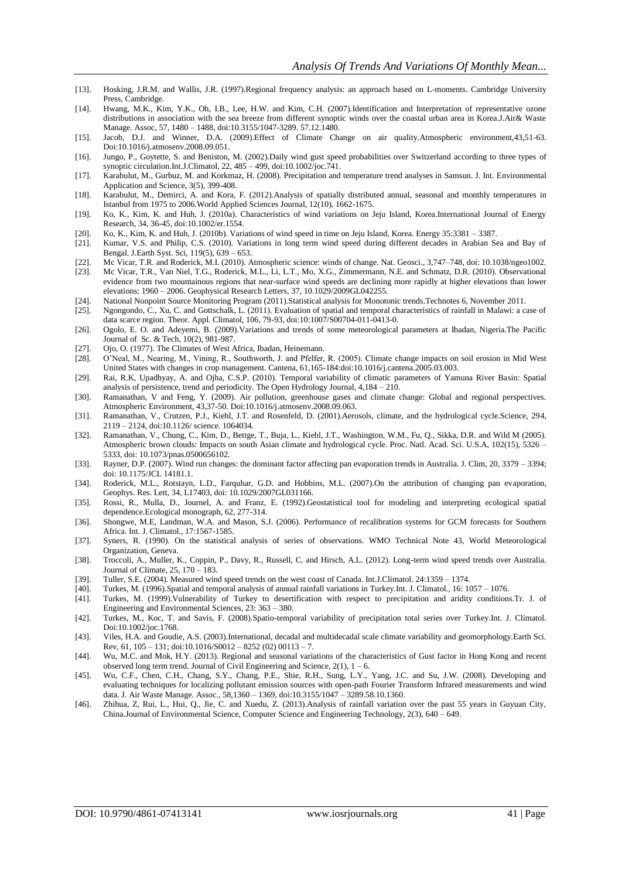[13]. Hosking, J.R.M. and Wallis, J.R. (1997).Regional frequency analysis: an approach based on L-moments. Cambridge University Press, Cambridge.

[14]. Hwang, M.K., Kim, Y.K., Oh, I.B., Lee, H.W. and Kim, C.H. (2007).Identification and Interpretation of representative ozone distributions in association with the sea breeze from different synoptic winds over the coastal urban area in Korea.J.Air& Waste Manage. Assoc, 57, 1480 – 1488, doi:10.3155/1047-3289. 57.12.1480.

[15]. Jacob, D.J. and Winner, D.A. (2009).Effect of Climate Change on air quality.Atmospheric environment,43,51-63. Doi:10.1016/j.atmosenv.2008.09.051.

[16]. Jungo, P., Goytette, S. and Beniston, M. (2002).Daily wind gust speed probabilities over Switzerland according to three types of synoptic circulation.Int.J.Climatol, 22, 485 – 499, doi:10.1002/joc.741.

[17]. Karabulut, M., Gurbuz, M. and Korkmaz, H. (2008). Precipitation and temperature trend analyses in Samsun. J. Int. Environmental Application and Science, 3(5), 399-408.

[18]. Karabulut, M., Demirci, A. and Kora, F. (2012).Analysis of spatially distributed annual, seasonal and monthly temperatures in Istanbul from 1975 to 2006.World Applied Sciences Journal, 12(10), 1662-1675.

[19]. Ko, K., Kim, K. and Huh, J. (2010a). Characteristics of wind variations on Jeju Island, Korea.International Journal of Energy Research, 34, 36-45, doi:10.1002/er.1554.

[20]. Ko, K., Kim, K. and Huh, J. (2010b). Variations of wind speed in time on Jeju Island, Korea. Energy 35:3381 – 3387.

[21]. Kumar, V.S. and Philip, C.S. (2010). Variations in long term wind speed during different decades in Arabian Sea and Bay of Bengal. J.Earth Syst. Sci, 119(5), 639 – 653.

[22]. Mc Vicar, T.R. and Roderick, M.I. (2010). Atmospheric science: winds of change. Nat. Geosci., 3,747–748, doi: 10.1038/ngeo1002.

[23]. Mc Vicar, T.R., Van Niel, T.G., Roderick, M.L., Li, L.T., Mo, X.G., Zimmermann, N.E. and Schmatz, D.R. (2010). Observational evidence from two mountainous regions that near-surface wind speeds are declining more rapidly at higher elevations than lower elevations: 1960 – 2006. Geophysical Research Letters, 37, 10.1029/2009GL042255.

[24]. National Nonpoint Source Monitoring Program (2011).Statistical analysis for Monotonic trends.Technotes 6, November 2011.

[25]. Ngongondo, C., Xu, C. and Gottschalk, L. (2011). Evaluation of spatial and temporal characteristics of rainfall in Malawi: a case of data scarce region. Theor. Appl. Climatol, 106, 79-93, doi:10:1007/S00704-011-0413-0.

[26]. Ogolo, E. O. and Adeyemi, B. (2009).Variations and trends of some meteorological parameters at Ibadan, Nigeria.The Pacific Journal of Sc. & Tech, 10(2), 981-987.

[27]. Ojo, O. (1977). The Climates of West Africa, Ibadan, Heinemann.

[28]. O'Neal, M., Nearing, M., Vining, R., Southworth, J. and Pfelfer, R. (2005). Climate change impacts on soil erosion in Mid West United States with changes in crop management. Cantena, 61,165-184:doi:10.1016/j.cantena.2005.03.003.

[29]. Rai, R.K, Upadhyay, A. and Ojha, C.S.P. (2010). Temporal variability of climatic parameters of Yamuna River Basin: Spatial analysis of persistence, trend and periodicity. The Open Hydrology Journal, 4,184 – 210.

[30]. Ramanathan, V and Feng, Y. (2009). Air pollution, greenhouse gases and climate change: Global and regional perspectives. Atmospheric Environment, 43,37-50. Doi:10.1016/j.atmosenv.2008.09.063.

[31]. Ramanathan, V., Crutzen, P.J., Kiehl, J.T. and Rosenfeld, D. (2001).Aerosols, climate, and the hydrological cycle.Science, 294, 2119 – 2124, doi:10.1126/ science. 1064034.

[32]. Ramanathan, V., Chung, C., Kim, D., Bettge, T., Buja, L., Kiehl, J.T., Washington, W.M., Fu, Q., Sikka, D.R. and Wild M (2005). Atmospheric brown clouds: Impacts on south Asian climate and hydrological cycle. Proc. Natl. Acad. Sci. U.S.A, 102(15), 5326 – 5333, doi: 10.1073/pnas.0500656102.

[33]. Rayner, D.P. (2007). Wind run changes: the dominant factor affecting pan evaporation trends in Australia. J. Clim, 20, 3379 – 3394; doi: 10.1175/JCL 14181.1.

[34]. Roderick, M.L., Rotstayn, L.D., Farquhar, G.D. and Hobbins, M.L. (2007).On the attribution of changing pan evaporation, Geophys. Res. Lett, 34, L17403, doi: 10.1029/2007GL031166.

[35]. Rossi, R., Mulla, D., Journel, A. and Franz, E. (1992).Geostatistical tool for modeling and interpreting ecological spatial dependence.Ecological monograph, 62, 277-314.

[36]. Shongwe, M.E, Landman, W.A. and Mason, S.J. (2006). Performance of recalibration systems for GCM forecasts for Southern Africa. Int. J. Climatol., 17:1567-1585.

[37]. Syners, R. (1990). On the statistical analysis of series of observations. WMO Technical Note 43, World Meteorological Organization, Geneva.

[38]. Troccoli, A., Muller, K., Coppin, P., Davy, R., Russell, C. and Hirsch, A.L. (2012). Long-term wind speed trends over Australia. Journal of Climate, 25, 170 – 183.

[39]. Tuller, S.E. (2004). Measured wind speed trends on the west coast of Canada. Int.J.Climatol. 24:1359 – 1374.

[40]. Turkes, M. (1996).Spatial and temporal analysis of annual rainfall variations in Turkey.Int. J. Climatol., 16: 1057 – 1076.

[41]. Turkes, M. (1999).Vulnerability of Turkey to desertification with respect to precipitation and aridity conditions.Tr. J. of Engineering and Environmental Sciences, 23: 363 – 380.

[42]. Turkes, M., Koc, T. and Savis, F. (2008).Spatio-temporal variability of precipitation total series over Turkey.Int. J. Climatol. Doi:10.1002/joc.1768.

[43]. Viles, H.A. and Goudie, A.S. (2003).International, decadal and multidecadal scale climate variability and geomorphology.Earth Sci. Rev, 61, 105 – 131; doi:10.1016/S0012 – 8252 (02) 00113 – 7.

[44]. Wu, M.C. and Mok, H.Y. (2013). Regional and seasonal variations of the characteristics of Gust factor in Hong Kong and recent observed long term trend. Journal of Civil Engineering and Science, 2(1), 1 – 6.

[45]. Wu, C.F., Chen, C.H., Chang, S.Y., Chang, P.E., Shie, R.H., Sung, L.Y., Yang, J.C. and Su, J.W. (2008). Developing and evaluating techniques for localizing pollutant emission sources with open-path Fourier Transform Infrared measurements and wind data. J. Air Waste Manage. Assoc., 58,1360 – 1369, doi:10.3155/1047 – 3289.58.10.1360.

[46]. Zhihua, Z, Rui, L., Hui, Q., Jie, C. and Xuedu, Z. (2013).Analysis of rainfall variation over the past 55 years in Guyuan City, China.Journal of Environmental Science, Computer Science and Engineering Technology, 2(3), 640 – 649.